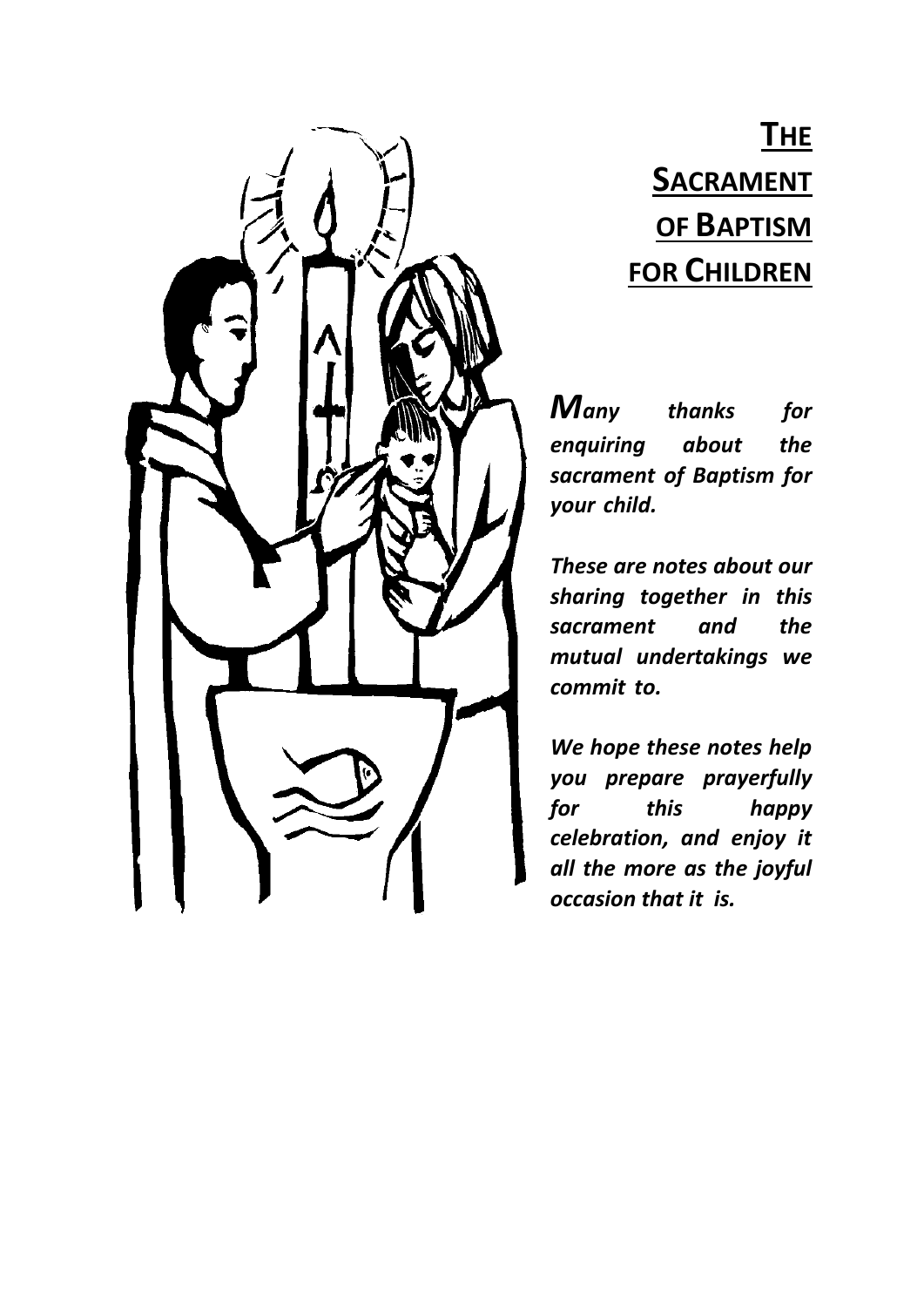# The Sacrament of Baptism for Children

***Many thanks for enquiring about the sacrament of Baptism for your child.***

***These are notes about our sharing together in this sacrament and the mutual undertakings we commit to.***

***We hope these notes help you prepare prayerfully for this happy celebration, and enjoy it all the more as the joyful occasion that it is.***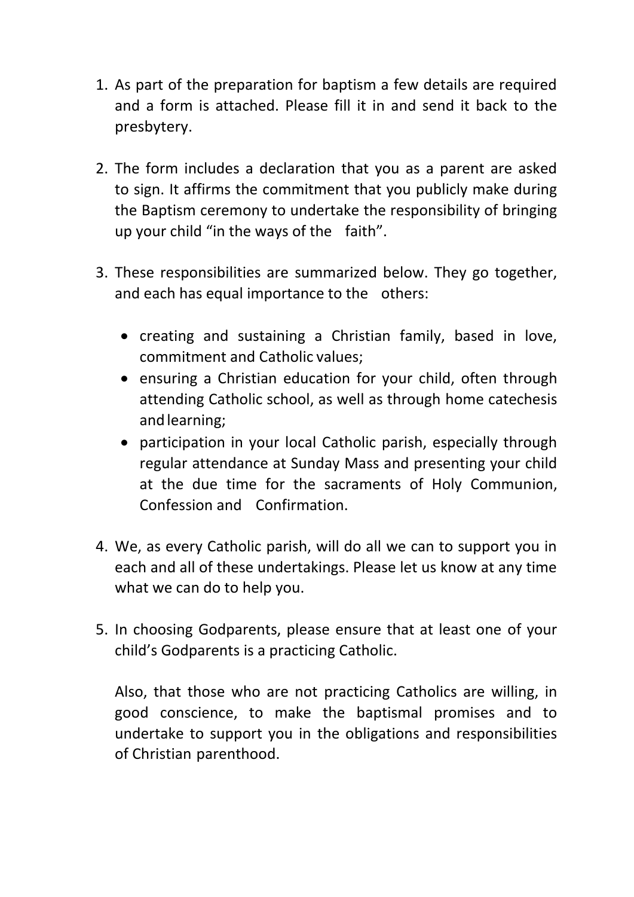1. As part of the preparation for baptism a few details are required and a form is attached. Please fill it in and send it back to the presbytery.

2. The form includes a declaration that you as a parent are asked to sign. It affirms the commitment that you publicly make during the Baptism ceremony to undertake the responsibility of bringing up your child "in the ways of the faith".

3. These responsibilities are summarized below. They go together, and each has equal importance to the others:

   - creating and sustaining a Christian family, based in love, commitment and Catholic values;
   - ensuring a Christian education for your child, often through attending Catholic school, as well as through home catechesis and learning;
   - participation in your local Catholic parish, especially through regular attendance at Sunday Mass and presenting your child at the due time for the sacraments of Holy Communion, Confession and Confirmation.

4. We, as every Catholic parish, will do all we can to support you in each and all of these undertakings. Please let us know at any time what we can do to help you.

5. In choosing Godparents, please ensure that at least one of your child's Godparents is a practicing Catholic.

   Also, that those who are not practicing Catholics are willing, in good conscience, to make the baptismal promises and to undertake to support you in the obligations and responsibilities of Christian parenthood.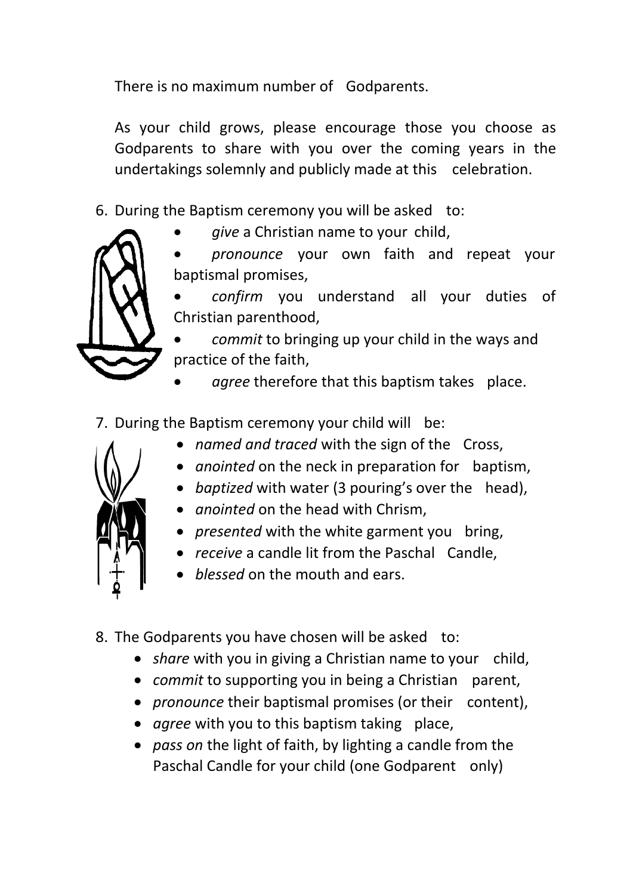There is no maximum number of Godparents.

As your child grows, please encourage those you choose as Godparents to share with you over the coming years in the undertakings solemnly and publicly made at this celebration.

6. During the Baptism ceremony you will be asked to:
   - *give* a Christian name to your child,
   - *pronounce* your own faith and repeat your baptismal promises,
   - *confirm* you understand all your duties of Christian parenthood,
   - *commit* to bringing up your child in the ways and practice of the faith,
   - *agree* therefore that this baptism takes place.

7. During the Baptism ceremony your child will be:
   - *named and traced* with the sign of the Cross,
   - *anointed* on the neck in preparation for baptism,
   - *baptized* with water (3 pouring's over the head),
   - *anointed* on the head with Chrism,
   - *presented* with the white garment you bring,
   - *receive* a candle lit from the Paschal Candle,
   - *blessed* on the mouth and ears.

8. The Godparents you have chosen will be asked to:
   - *share* with you in giving a Christian name to your child,
   - *commit* to supporting you in being a Christian parent,
   - *pronounce* their baptismal promises (or their content),
   - *agree* with you to this baptism taking place,
   - *pass on* the light of faith, by lighting a candle from the Paschal Candle for your child (one Godparent only)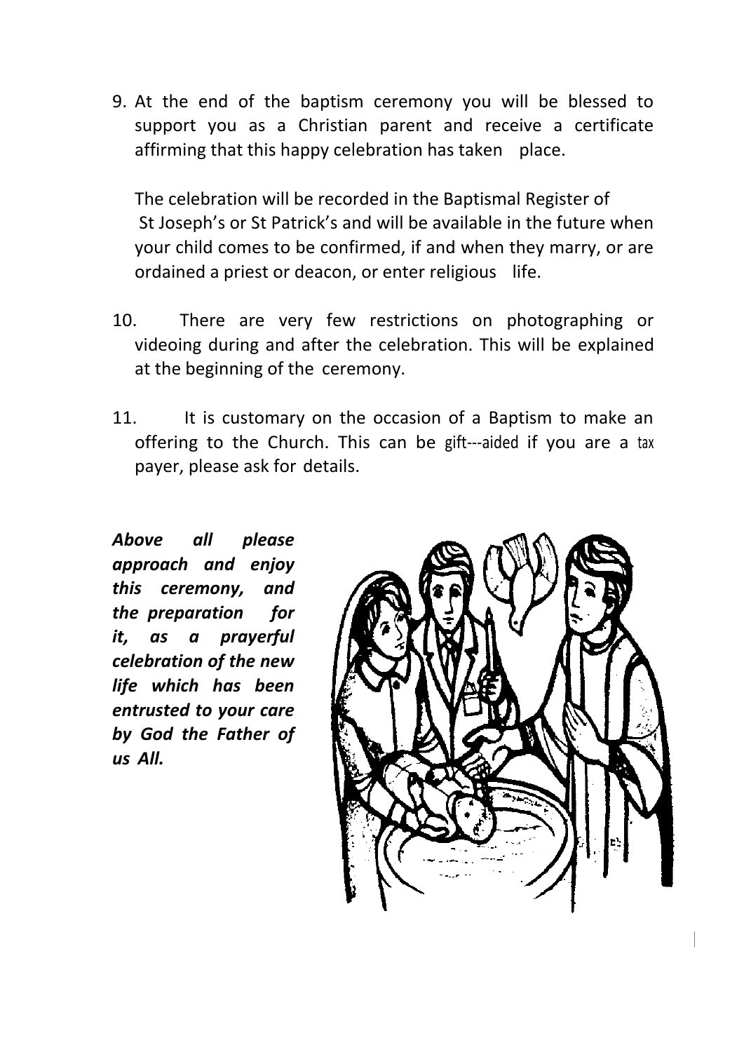9. At the end of the baptism ceremony you will be blessed to support you as a Christian parent and receive a certificate affirming that this happy celebration has taken place.

   The celebration will be recorded in the Baptismal Register of St Joseph's or St Patrick's and will be available in the future when your child comes to be confirmed, if and when they marry, or are ordained a priest or deacon, or enter religious life.

10. There are very few restrictions on photographing or videoing during and after the celebration. This will be explained at the beginning of the ceremony.

11. It is customary on the occasion of a Baptism to make an offering to the Church. This can be gift---aided if you are a tax payer, please ask for details.

***Above all please approach and enjoy this ceremony, and the preparation for it, as a prayerful celebration of the new life which has been entrusted to your care by God the Father of us All.***